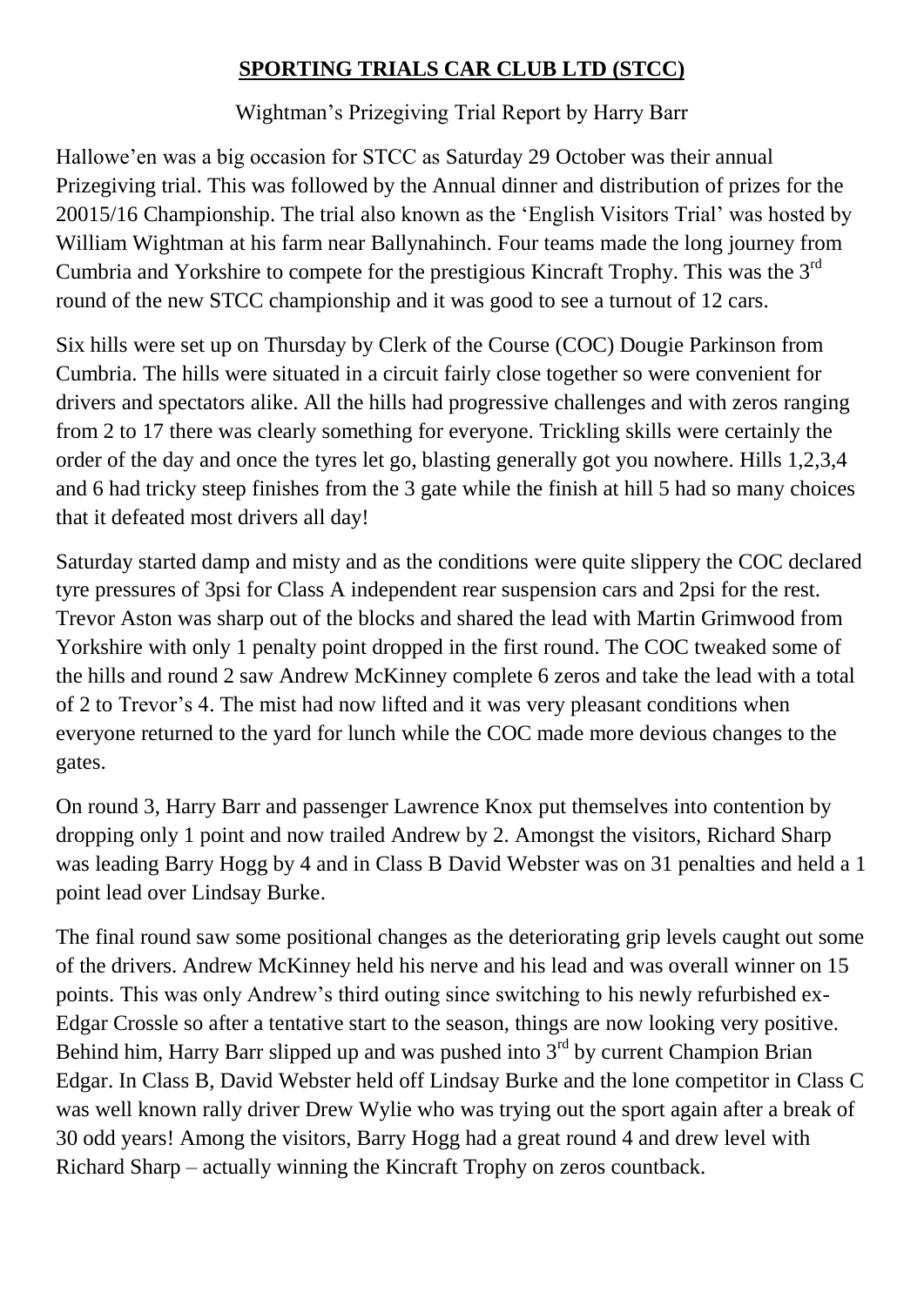# SPORTING TRIALS CAR CLUB LTD (STCC)

Wightman's Prizegiving Trial Report by Harry Barr

Hallowe'en was a big occasion for STCC as Saturday 29 October was their annual Prizegiving trial. This was followed by the Annual dinner and distribution of prizes for the 20015/16 Championship. The trial also known as the 'English Visitors Trial' was hosted by William Wightman at his farm near Ballynahinch. Four teams made the long journey from Cumbria and Yorkshire to compete for the prestigious Kincraft Trophy. This was the 3rd round of the new STCC championship and it was good to see a turnout of 12 cars.

Six hills were set up on Thursday by Clerk of the Course (COC) Dougie Parkinson from Cumbria. The hills were situated in a circuit fairly close together so were convenient for drivers and spectators alike. All the hills had progressive challenges and with zeros ranging from 2 to 17 there was clearly something for everyone. Trickling skills were certainly the order of the day and once the tyres let go, blasting generally got you nowhere. Hills 1,2,3,4 and 6 had tricky steep finishes from the 3 gate while the finish at hill 5 had so many choices that it defeated most drivers all day!

Saturday started damp and misty and as the conditions were quite slippery the COC declared tyre pressures of 3psi for Class A independent rear suspension cars and 2psi for the rest. Trevor Aston was sharp out of the blocks and shared the lead with Martin Grimwood from Yorkshire with only 1 penalty point dropped in the first round. The COC tweaked some of the hills and round 2 saw Andrew McKinney complete 6 zeros and take the lead with a total of 2 to Trevor's 4. The mist had now lifted and it was very pleasant conditions when everyone returned to the yard for lunch while the COC made more devious changes to the gates.

On round 3, Harry Barr and passenger Lawrence Knox put themselves into contention by dropping only 1 point and now trailed Andrew by 2. Amongst the visitors, Richard Sharp was leading Barry Hogg by 4 and in Class B David Webster was on 31 penalties and held a 1 point lead over Lindsay Burke.

The final round saw some positional changes as the deteriorating grip levels caught out some of the drivers. Andrew McKinney held his nerve and his lead and was overall winner on 15 points. This was only Andrew's third outing since switching to his newly refurbished ex-Edgar Crossle so after a tentative start to the season, things are now looking very positive. Behind him, Harry Barr slipped up and was pushed into 3rd by current Champion Brian Edgar. In Class B, David Webster held off Lindsay Burke and the lone competitor in Class C was well known rally driver Drew Wylie who was trying out the sport again after a break of 30 odd years! Among the visitors, Barry Hogg had a great round 4 and drew level with Richard Sharp – actually winning the Kincraft Trophy on zeros countback.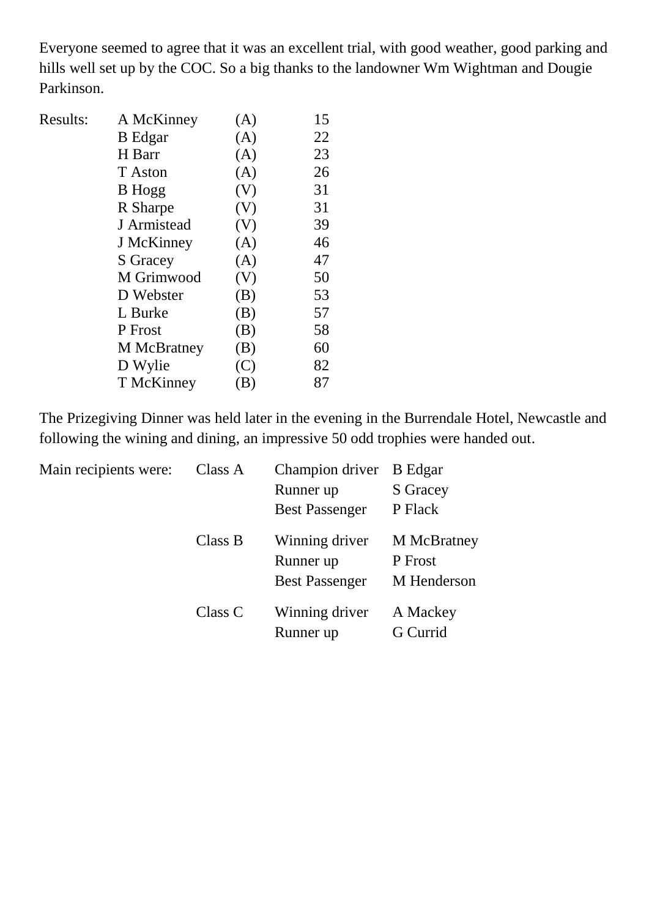Everyone seemed to agree that it was an excellent trial, with good weather, good parking and hills well set up by the COC. So a big thanks to the landowner Wm Wightman and Dougie Parkinson.

| | | | |
|---|---|---|---|
| Results: | A McKinney | (A) | 15 |
| | B Edgar | (A) | 22 |
| | H Barr | (A) | 23 |
| | T Aston | (A) | 26 |
| | B Hogg | (V) | 31 |
| | R Sharpe | (V) | 31 |
| | J Armistead | (V) | 39 |
| | J McKinney | (A) | 46 |
| | S Gracey | (A) | 47 |
| | M Grimwood | (V) | 50 |
| | D Webster | (B) | 53 |
| | L Burke | (B) | 57 |
| | P Frost | (B) | 58 |
| | M McBratney | (B) | 60 |
| | D Wylie | (C) | 82 |
| | T McKinney | (B) | 87 |

The Prizegiving Dinner was held later in the evening in the Burrendale Hotel, Newcastle and following the wining and dining, an impressive 50 odd trophies were handed out.

| | | | |
|---|---|---|---|
| Main recipients were: | Class A | Champion driver | B Edgar |
| | | Runner up | S Gracey |
| | | Best Passenger | P Flack |
| | Class B | Winning driver | M McBratney |
| | | Runner up | P Frost |
| | | Best Passenger | M Henderson |
| | Class C | Winning driver | A Mackey |
| | | Runner up | G Currid |